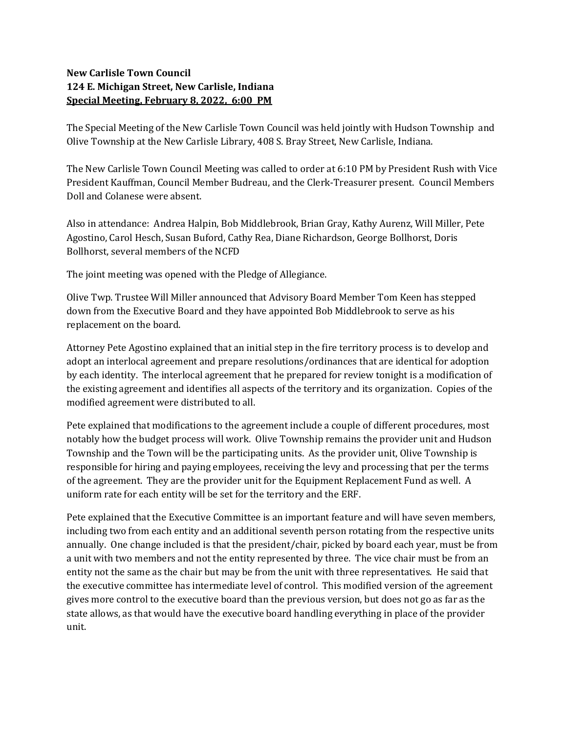**New Carlisle Town Council**
**124 E. Michigan Street, New Carlisle, Indiana**
**Special Meeting, February 8, 2022, 6:00 PM**

The Special Meeting of the New Carlisle Town Council was held jointly with Hudson Township and Olive Township at the New Carlisle Library, 408 S. Bray Street, New Carlisle, Indiana.

The New Carlisle Town Council Meeting was called to order at 6:10 PM by President Rush with Vice President Kauffman, Council Member Budreau, and the Clerk-Treasurer present. Council Members Doll and Colanese were absent.

Also in attendance: Andrea Halpin, Bob Middlebrook, Brian Gray, Kathy Aurenz, Will Miller, Pete Agostino, Carol Hesch, Susan Buford, Cathy Rea, Diane Richardson, George Bollhorst, Doris Bollhorst, several members of the NCFD

The joint meeting was opened with the Pledge of Allegiance.

Olive Twp. Trustee Will Miller announced that Advisory Board Member Tom Keen has stepped down from the Executive Board and they have appointed Bob Middlebrook to serve as his replacement on the board.

Attorney Pete Agostino explained that an initial step in the fire territory process is to develop and adopt an interlocal agreement and prepare resolutions/ordinances that are identical for adoption by each identity. The interlocal agreement that he prepared for review tonight is a modification of the existing agreement and identifies all aspects of the territory and its organization. Copies of the modified agreement were distributed to all.

Pete explained that modifications to the agreement include a couple of different procedures, most notably how the budget process will work. Olive Township remains the provider unit and Hudson Township and the Town will be the participating units. As the provider unit, Olive Township is responsible for hiring and paying employees, receiving the levy and processing that per the terms of the agreement. They are the provider unit for the Equipment Replacement Fund as well. A uniform rate for each entity will be set for the territory and the ERF.

Pete explained that the Executive Committee is an important feature and will have seven members, including two from each entity and an additional seventh person rotating from the respective units annually. One change included is that the president/chair, picked by board each year, must be from a unit with two members and not the entity represented by three. The vice chair must be from an entity not the same as the chair but may be from the unit with three representatives. He said that the executive committee has intermediate level of control. This modified version of the agreement gives more control to the executive board than the previous version, but does not go as far as the state allows, as that would have the executive board handling everything in place of the provider unit.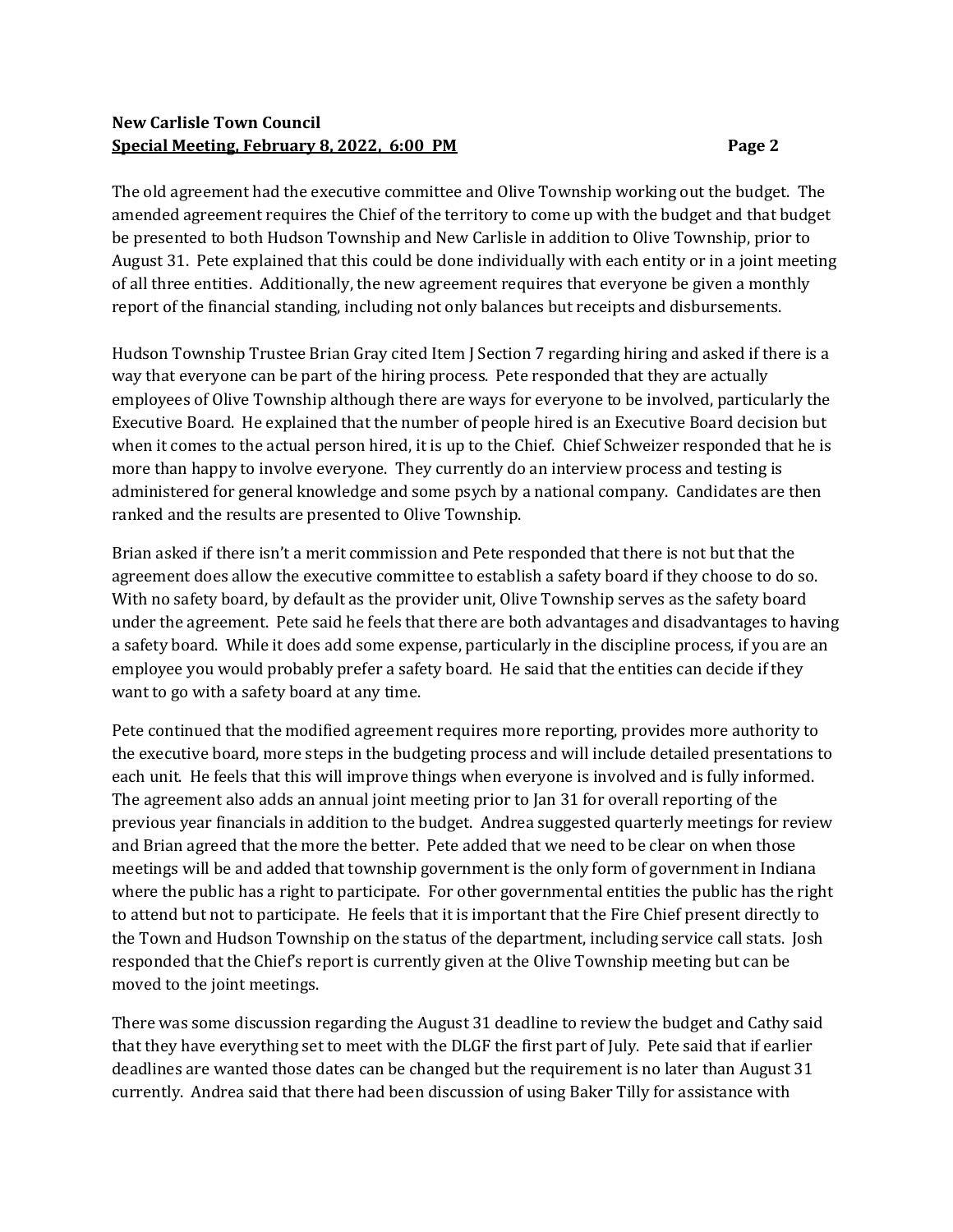The old agreement had the executive committee and Olive Township working out the budget. The amended agreement requires the Chief of the territory to come up with the budget and that budget be presented to both Hudson Township and New Carlisle in addition to Olive Township, prior to August 31. Pete explained that this could be done individually with each entity or in a joint meeting of all three entities. Additionally, the new agreement requires that everyone be given a monthly report of the financial standing, including not only balances but receipts and disbursements.

Hudson Township Trustee Brian Gray cited Item J Section 7 regarding hiring and asked if there is a way that everyone can be part of the hiring process. Pete responded that they are actually employees of Olive Township although there are ways for everyone to be involved, particularly the Executive Board. He explained that the number of people hired is an Executive Board decision but when it comes to the actual person hired, it is up to the Chief. Chief Schweizer responded that he is more than happy to involve everyone. They currently do an interview process and testing is administered for general knowledge and some psych by a national company. Candidates are then ranked and the results are presented to Olive Township.

Brian asked if there isn't a merit commission and Pete responded that there is not but that the agreement does allow the executive committee to establish a safety board if they choose to do so. With no safety board, by default as the provider unit, Olive Township serves as the safety board under the agreement. Pete said he feels that there are both advantages and disadvantages to having a safety board. While it does add some expense, particularly in the discipline process, if you are an employee you would probably prefer a safety board. He said that the entities can decide if they want to go with a safety board at any time.

Pete continued that the modified agreement requires more reporting, provides more authority to the executive board, more steps in the budgeting process and will include detailed presentations to each unit. He feels that this will improve things when everyone is involved and is fully informed. The agreement also adds an annual joint meeting prior to Jan 31 for overall reporting of the previous year financials in addition to the budget. Andrea suggested quarterly meetings for review and Brian agreed that the more the better. Pete added that we need to be clear on when those meetings will be and added that township government is the only form of government in Indiana where the public has a right to participate. For other governmental entities the public has the right to attend but not to participate. He feels that it is important that the Fire Chief present directly to the Town and Hudson Township on the status of the department, including service call stats. Josh responded that the Chief's report is currently given at the Olive Township meeting but can be moved to the joint meetings.

There was some discussion regarding the August 31 deadline to review the budget and Cathy said that they have everything set to meet with the DLGF the first part of July. Pete said that if earlier deadlines are wanted those dates can be changed but the requirement is no later than August 31 currently. Andrea said that there had been discussion of using Baker Tilly for assistance with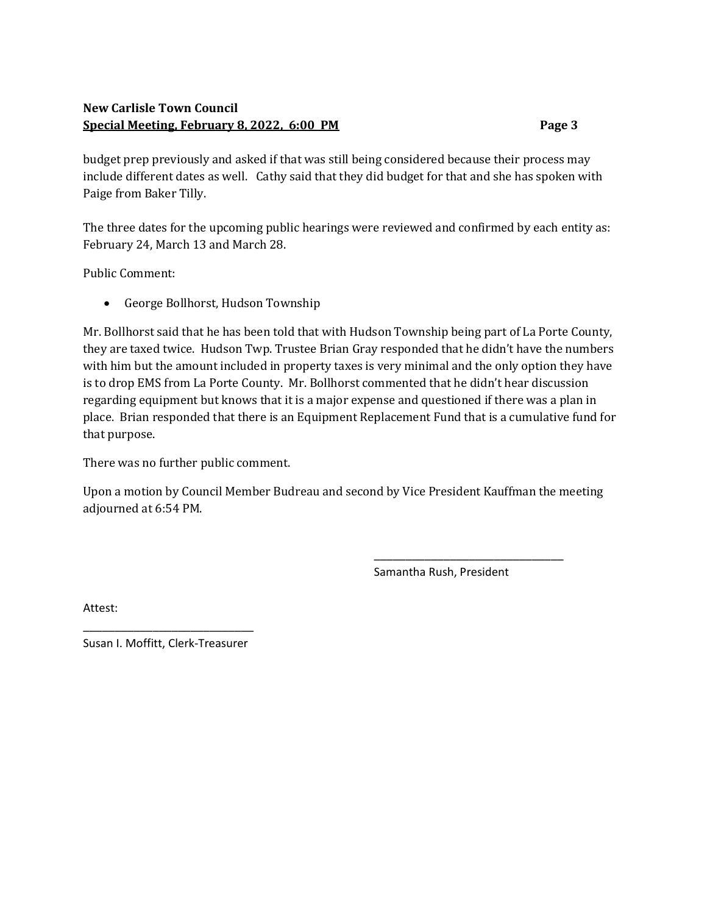budget prep previously and asked if that was still being considered because their process may include different dates as well. Cathy said that they did budget for that and she has spoken with Paige from Baker Tilly.

The three dates for the upcoming public hearings were reviewed and confirmed by each entity as: February 24, March 13 and March 28.

Public Comment:

- George Bollhorst, Hudson Township

Mr. Bollhorst said that he has been told that with Hudson Township being part of La Porte County, they are taxed twice. Hudson Twp. Trustee Brian Gray responded that he didn't have the numbers with him but the amount included in property taxes is very minimal and the only option they have is to drop EMS from La Porte County. Mr. Bollhorst commented that he didn't hear discussion regarding equipment but knows that it is a major expense and questioned if there was a plan in place. Brian responded that there is an Equipment Replacement Fund that is a cumulative fund for that purpose.

There was no further public comment.

Upon a motion by Council Member Budreau and second by Vice President Kauffman the meeting adjourned at 6:54 PM.

\_\_\_\_\_\_\_\_\_\_\_\_\_\_\_\_\_\_\_\_\_\_\_\_\_\_\_\_\_\_\_\_\_\_
Samantha Rush, President

Attest:

\_\_\_\_\_\_\_\_\_\_\_\_\_\_\_\_\_\_\_\_\_\_\_\_\_\_\_\_\_\_
Susan I. Moffitt, Clerk-Treasurer